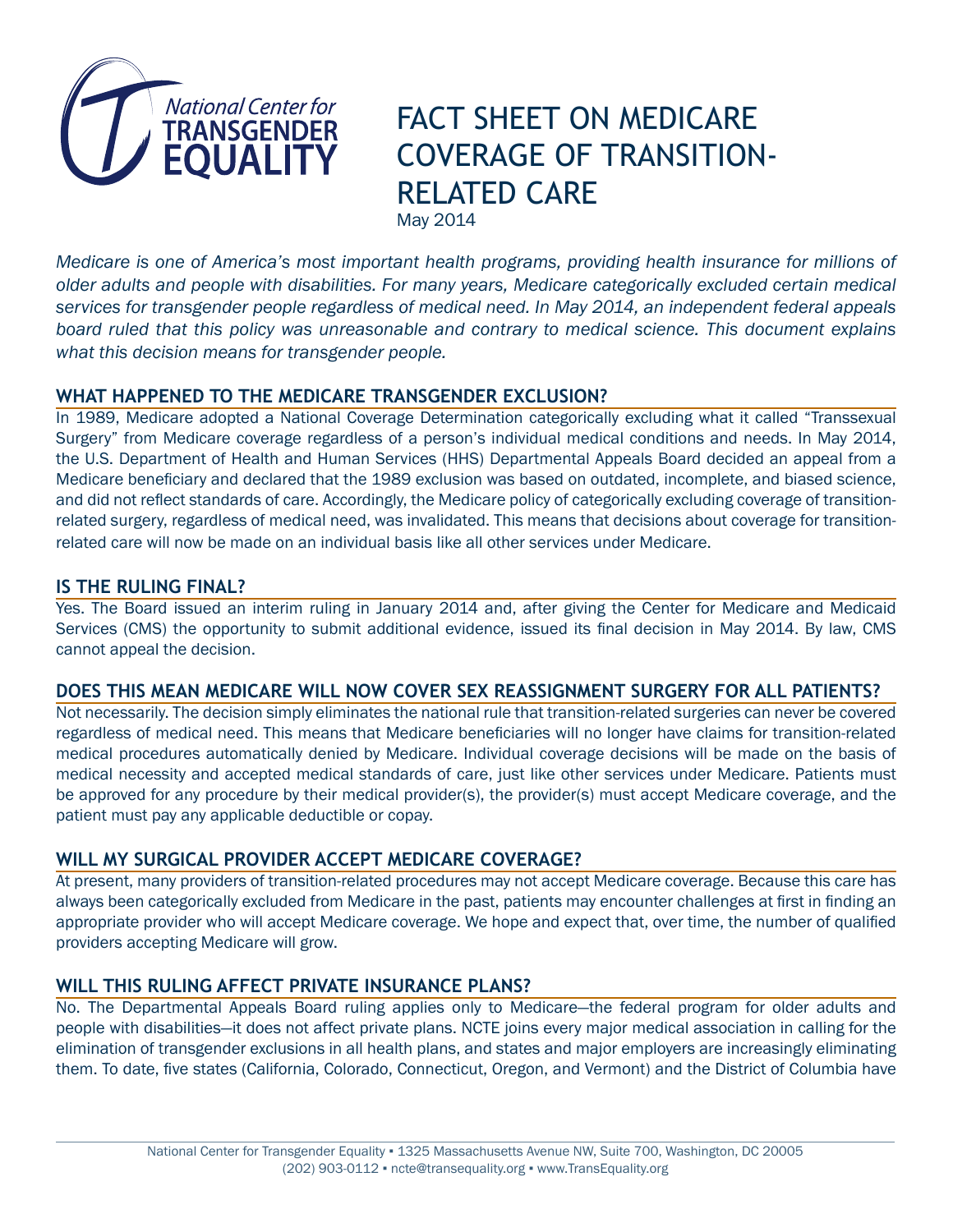National Center for TRANSGENDER EQUALITY

# FACT SHEET ON MEDICARE COVERAGE OF TRANSITION-RELATED CARE

May 2014

*Medicare is one of America's most important health programs, providing health insurance for millions of older adults and people with disabilities. For many years, Medicare categorically excluded certain medical services for transgender people regardless of medical need. In May 2014, an independent federal appeals board ruled that this policy was unreasonable and contrary to medical science. This document explains what this decision means for transgender people.*

## WHAT HAPPENED TO THE MEDICARE TRANSGENDER EXCLUSION?

In 1989, Medicare adopted a National Coverage Determination categorically excluding what it called "Transsexual Surgery" from Medicare coverage regardless of a person's individual medical conditions and needs. In May 2014, the U.S. Department of Health and Human Services (HHS) Departmental Appeals Board decided an appeal from a Medicare beneficiary and declared that the 1989 exclusion was based on outdated, incomplete, and biased science, and did not reflect standards of care. Accordingly, the Medicare policy of categorically excluding coverage of transition-related surgery, regardless of medical need, was invalidated. This means that decisions about coverage for transition-related care will now be made on an individual basis like all other services under Medicare.

## IS THE RULING FINAL?

Yes. The Board issued an interim ruling in January 2014 and, after giving the Center for Medicare and Medicaid Services (CMS) the opportunity to submit additional evidence, issued its final decision in May 2014. By law, CMS cannot appeal the decision.

## DOES THIS MEAN MEDICARE WILL NOW COVER SEX REASSIGNMENT SURGERY FOR ALL PATIENTS?

Not necessarily. The decision simply eliminates the national rule that transition-related surgeries can never be covered regardless of medical need. This means that Medicare beneficiaries will no longer have claims for transition-related medical procedures automatically denied by Medicare. Individual coverage decisions will be made on the basis of medical necessity and accepted medical standards of care, just like other services under Medicare. Patients must be approved for any procedure by their medical provider(s), the provider(s) must accept Medicare coverage, and the patient must pay any applicable deductible or copay.

## WILL MY SURGICAL PROVIDER ACCEPT MEDICARE COVERAGE?

At present, many providers of transition-related procedures may not accept Medicare coverage. Because this care has always been categorically excluded from Medicare in the past, patients may encounter challenges at first in finding an appropriate provider who will accept Medicare coverage. We hope and expect that, over time, the number of qualified providers accepting Medicare will grow.

## WILL THIS RULING AFFECT PRIVATE INSURANCE PLANS?

No. The Departmental Appeals Board ruling applies only to Medicare—the federal program for older adults and people with disabilities—it does not affect private plans. NCTE joins every major medical association in calling for the elimination of transgender exclusions in all health plans, and states and major employers are increasingly eliminating them. To date, five states (California, Colorado, Connecticut, Oregon, and Vermont) and the District of Columbia have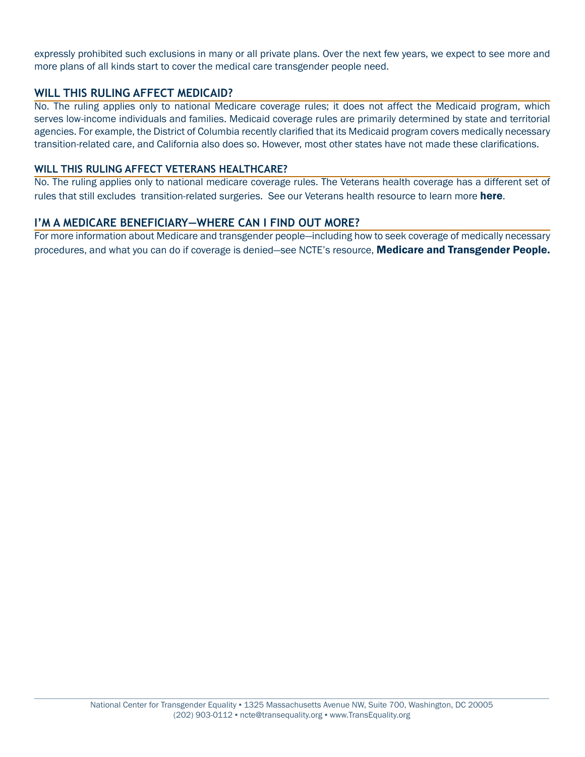expressly prohibited such exclusions in many or all private plans. Over the next few years, we expect to see more and more plans of all kinds start to cover the medical care transgender people need.

## WILL THIS RULING AFFECT MEDICAID?

No. The ruling applies only to national Medicare coverage rules; it does not affect the Medicaid program, which serves low-income individuals and families. Medicaid coverage rules are primarily determined by state and territorial agencies. For example, the District of Columbia recently clarified that its Medicaid program covers medically necessary transition-related care, and California also does so. However, most other states have not made these clarifications.

## WILL THIS RULING AFFECT VETERANS HEALTHCARE?

No. The ruling applies only to national medicare coverage rules. The Veterans health coverage has a different set of rules that still excludes transition-related surgeries. See our Veterans health resource to learn more **here**.

## I'M A MEDICARE BENEFICIARY—WHERE CAN I FIND OUT MORE?

For more information about Medicare and transgender people—including how to seek coverage of medically necessary procedures, and what you can do if coverage is denied—see NCTE's resource, **Medicare and Transgender People.**

National Center for Transgender Equality ▪ 1325 Massachusetts Avenue NW, Suite 700, Washington, DC 20005
(202) 903-0112 ▪ ncte@transequality.org ▪ www.TransEquality.org